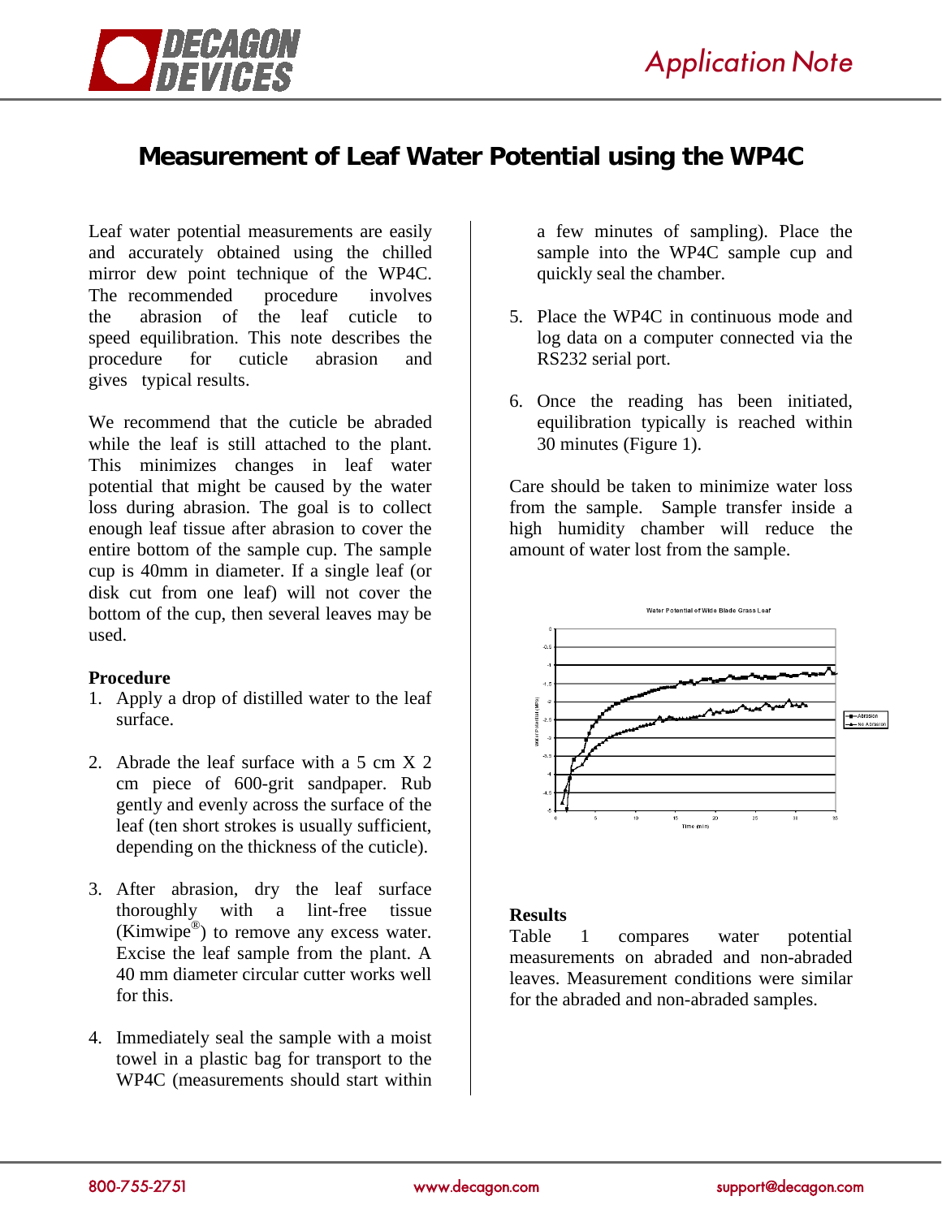# Measurement of Leaf Water Potential using the WP4C

Leaf water potential measurements are easily and accurately obtained using the chilled mirror dew point technique of the WP4C. The recommended procedure involves the abrasion of the leaf cuticle to speed equilibration. This note describes the procedure for cuticle abrasion and gives typical results.

We recommend that the cuticle be abraded while the leaf is still attached to the plant. This minimizes changes in leaf water potential that might be caused by the water loss during abrasion. The goal is to collect enough leaf tissue after abrasion to cover the entire bottom of the sample cup. The sample cup is 40mm in diameter. If a single leaf (or disk cut from one leaf) will not cover the bottom of the cup, then several leaves may be used.

**Procedure**

1. Apply a drop of distilled water to the leaf surface.

2. Abrade the leaf surface with a 5 cm X 2 cm piece of 600-grit sandpaper. Rub gently and evenly across the surface of the leaf (ten short strokes is usually sufficient, depending on the thickness of the cuticle).

3. After abrasion, dry the leaf surface thoroughly with a lint-free tissue (Kimwipe®) to remove any excess water. Excise the leaf sample from the plant. A 40 mm diameter circular cutter works well for this.

4. Immediately seal the sample with a moist towel in a plastic bag for transport to the WP4C (measurements should start within a few minutes of sampling). Place the sample into the WP4C sample cup and quickly seal the chamber.

5. Place the WP4C in continuous mode and log data on a computer connected via the RS232 serial port.

6. Once the reading has been initiated, equilibration typically is reached within 30 minutes (Figure 1).

Care should be taken to minimize water loss from the sample. Sample transfer inside a high humidity chamber will reduce the amount of water lost from the sample.

**Results**

Table 1 compares water potential measurements on abraded and non-abraded leaves. Measurement conditions were similar for the abraded and non-abraded samples.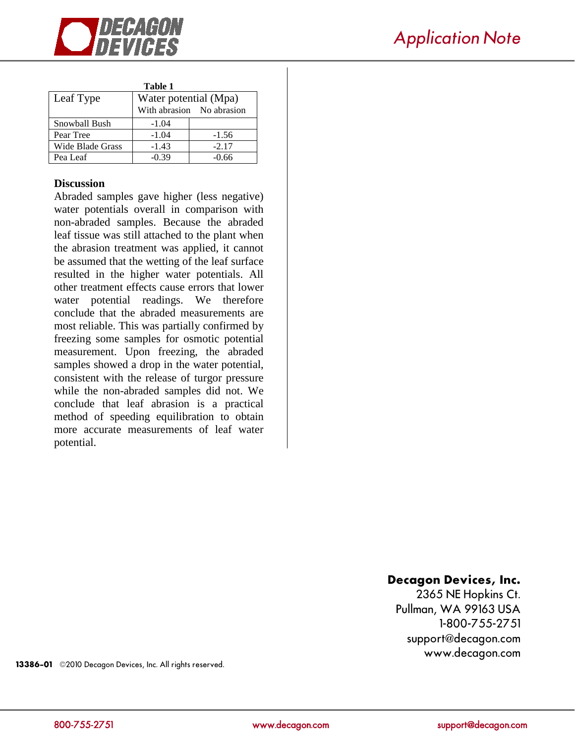**Table 1**

| Leaf Type | Water potential (Mpa) | |
|---|---|---|
| | With abrasion | No abrasion |
| Snowball Bush | -1.04 | |
| Pear Tree | -1.04 | -1.56 |
| Wide Blade Grass | -1.43 | -2.17 |
| Pea Leaf | -0.39 | -0.66 |

## Discussion

Abraded samples gave higher (less negative) water potentials overall in comparison with non-abraded samples. Because the abraded leaf tissue was still attached to the plant when the abrasion treatment was applied, it cannot be assumed that the wetting of the leaf surface resulted in the higher water potentials. All other treatment effects cause errors that lower water potential readings. We therefore conclude that the abraded measurements are most reliable. This was partially confirmed by freezing some samples for osmotic potential measurement. Upon freezing, the abraded samples showed a drop in the water potential, consistent with the release of turgor pressure while the non-abraded samples did not. We conclude that leaf abrasion is a practical method of speeding equilibration to obtain more accurate measurements of leaf water potential.

**Decagon Devices, Inc.**
2365 NE Hopkins Ct.
Pullman, WA 99163 USA
1-800-755-2751
support@decagon.com
www.decagon.com

**13386-01** ©2010 Decagon Devices, Inc. All rights reserved.